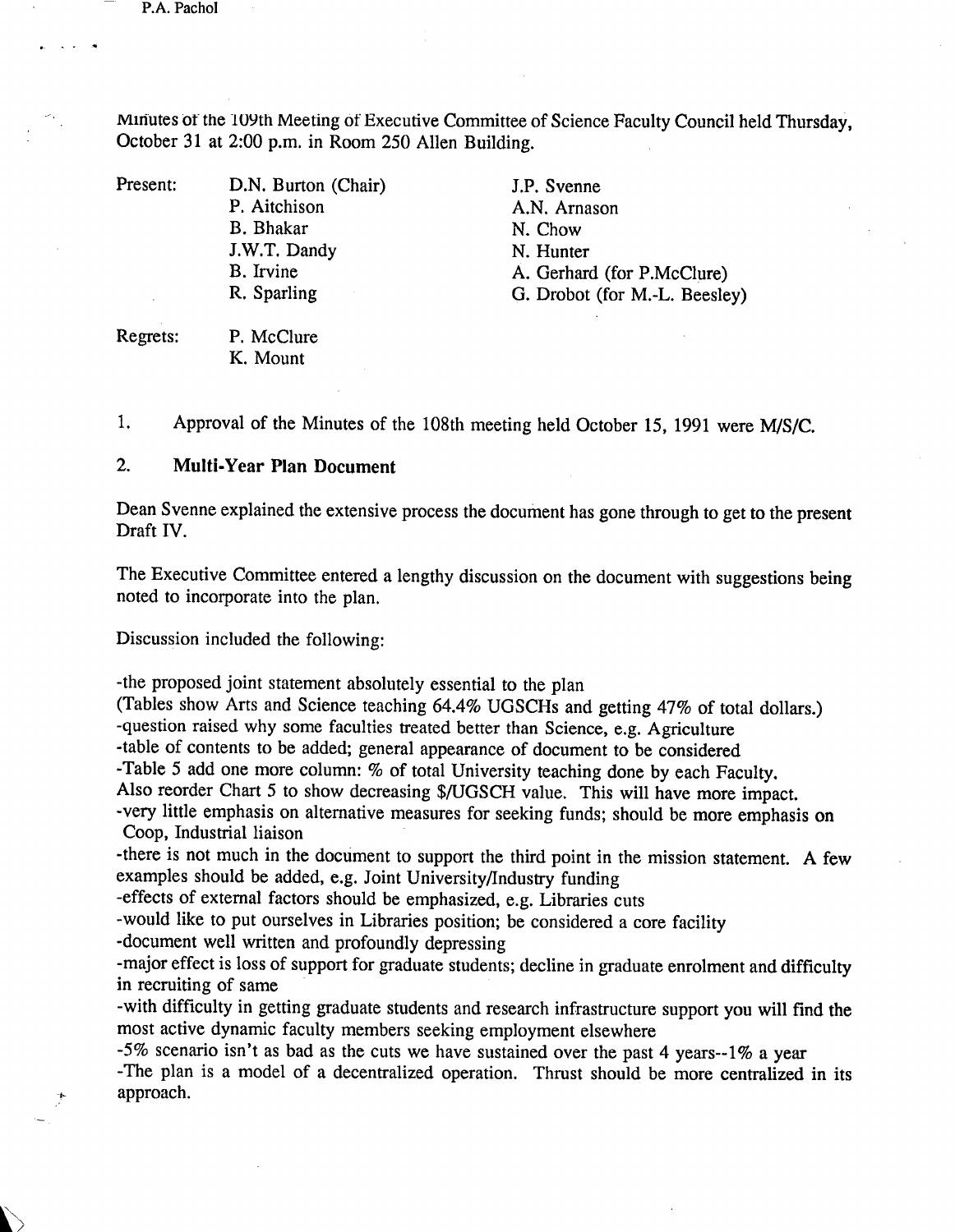P.A. Pachol

Minutes of the 109th Meeting of Executive Committee of Science Faculty Council held Thursday, October 31 at 2:00 p.m. in Room 250 Allen Building.

| Present: | D.N. Burton (Chair) | J.P. Svenne |
|---|---|---|
| | P. Aitchison | A.N. Arnason |
| | B. Bhakar | N. Chow |
| | J.W.T. Dandy | N. Hunter |
| | B. Irvine | A. Gerhard (for P.McClure) |
| | R. Sparling | G. Drobot (for M.-L. Beesley) |

Regrets: P. McClure
K. Mount

1. Approval of the Minutes of the 108th meeting held October 15, 1991 were M/S/C.

2. **Multi-Year Plan Document**

Dean Svenne explained the extensive process the document has gone through to get to the present Draft IV.

The Executive Committee entered a lengthy discussion on the document with suggestions being noted to incorporate into the plan.

Discussion included the following:

-the proposed joint statement absolutely essential to the plan
(Tables show Arts and Science teaching 64.4% UGSCHs and getting 47% of total dollars.)
-question raised why some faculties treated better than Science, e.g. Agriculture
-table of contents to be added; general appearance of document to be considered
-Table 5 add one more column: % of total University teaching done by each Faculty.
Also reorder Chart 5 to show decreasing $/UGSCH value. This will have more impact.
-very little emphasis on alternative measures for seeking funds; should be more emphasis on Coop, Industrial liaison
-there is not much in the document to support the third point in the mission statement. A few examples should be added, e.g. Joint University/Industry funding
-effects of external factors should be emphasized, e.g. Libraries cuts
-would like to put ourselves in Libraries position; be considered a core facility
-document well written and profoundly depressing
-major effect is loss of support for graduate students; decline in graduate enrolment and difficulty in recruiting of same
-with difficulty in getting graduate students and research infrastructure support you will find the most active dynamic faculty members seeking employment elsewhere
-5% scenario isn't as bad as the cuts we have sustained over the past 4 years--1% a year
-The plan is a model of a decentralized operation. Thrust should be more centralized in its approach.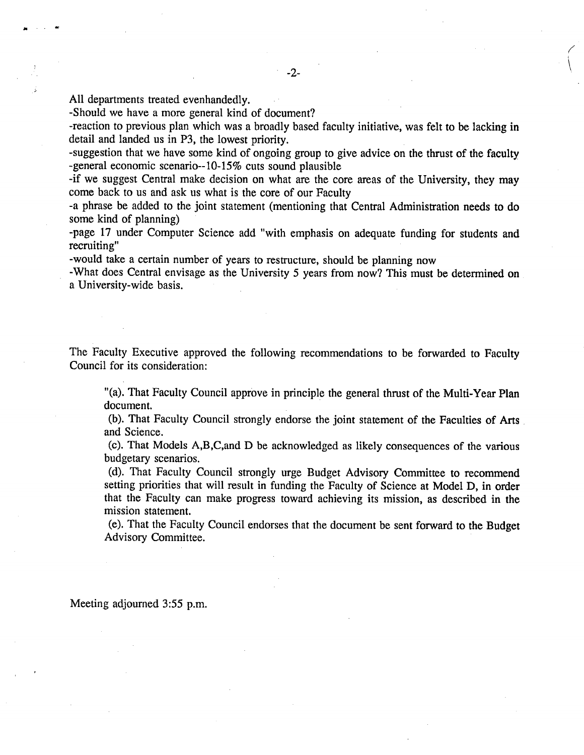All departments treated evenhandedly.

-Should we have a more general kind of document?

-reaction to previous plan which was a broadly based faculty initiative, was felt to be lacking in detail and landed us in P3, the lowest priority.

-suggestion that we have some kind of ongoing group to give advice on the thrust of the faculty

-general economic scenario--10-15% cuts sound plausible

-if we suggest Central make decision on what are the core areas of the University, they may come back to us and ask us what is the core of our Faculty

-a phrase be added to the joint statement (mentioning that Central Administration needs to do some kind of planning)

-page 17 under Computer Science add "with emphasis on adequate funding for students and recruiting"

-would take a certain number of years to restructure, should be planning now

-What does Central envisage as the University 5 years from now? This must be determined on a University-wide basis.

The Faculty Executive approved the following recommendations to be forwarded to Faculty Council for its consideration:

> "(a). That Faculty Council approve in principle the general thrust of the Multi-Year Plan document.
>
> (b). That Faculty Council strongly endorse the joint statement of the Faculties of Arts and Science.
>
> (c). That Models A,B,C,and D be acknowledged as likely consequences of the various budgetary scenarios.
>
> (d). That Faculty Council strongly urge Budget Advisory Committee to recommend setting priorities that will result in funding the Faculty of Science at Model D, in order that the Faculty can make progress toward achieving its mission, as described in the mission statement.
>
> (e). That the Faculty Council endorses that the document be sent forward to the Budget Advisory Committee.

Meeting adjourned 3:55 p.m.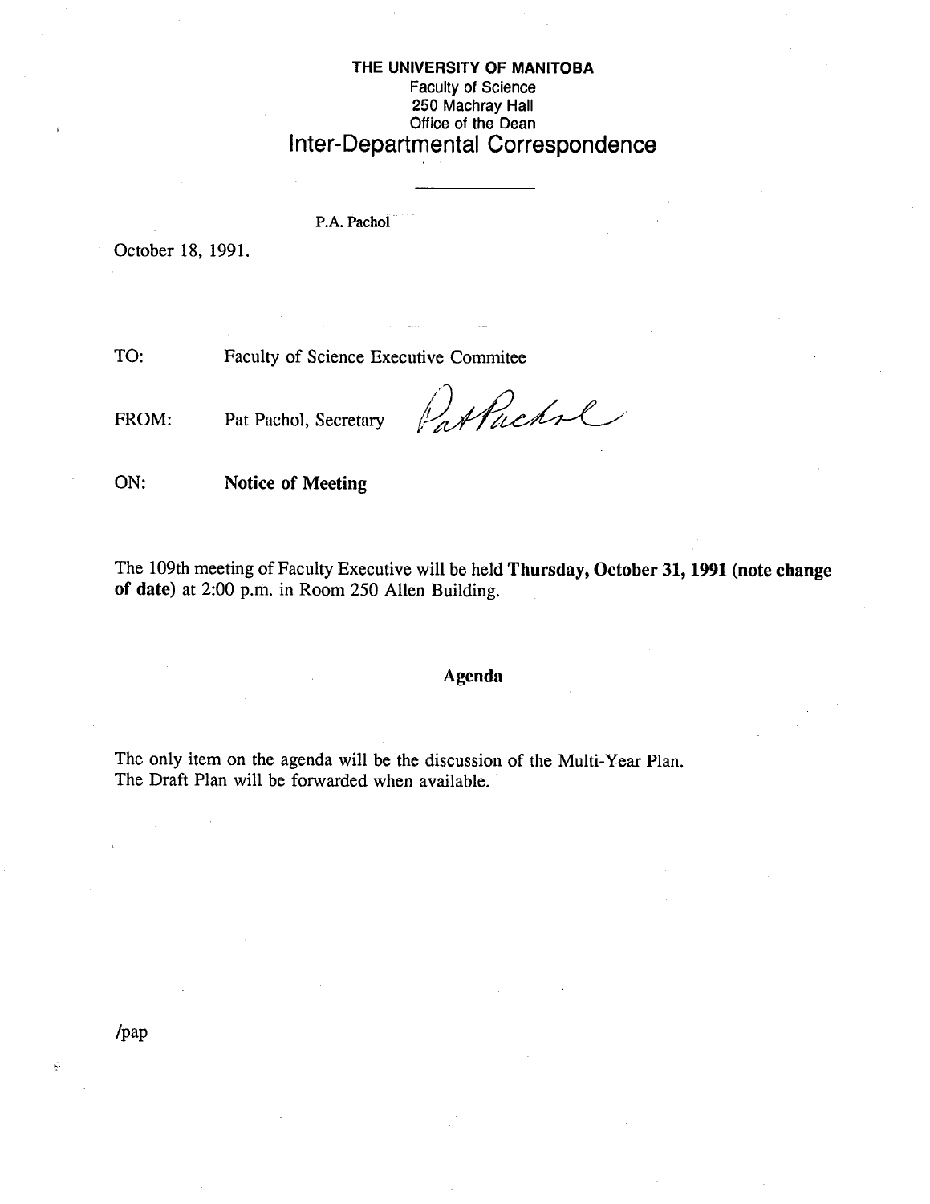**THE UNIVERSITY OF MANITOBA**
Faculty of Science
250 Machray Hall
Office of the Dean

# Inter-Departmental Correspondence

P.A. Pachol

October 18, 1991.

TO: Faculty of Science Executive Commitee

FROM: Pat Pachol, Secretary Pat Pachol

ON: **Notice of Meeting**

The 109th meeting of Faculty Executive will be held **Thursday, October 31, 1991 (note change of date)** at 2:00 p.m. in Room 250 Allen Building.

## Agenda

The only item on the agenda will be the discussion of the Multi-Year Plan.
The Draft Plan will be forwarded when available.

/pap